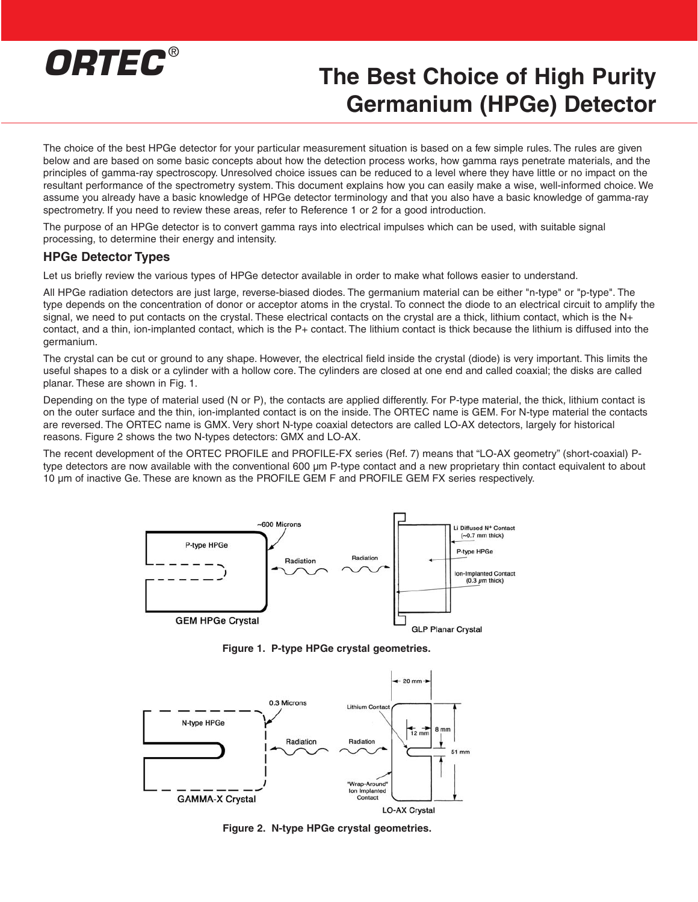ORTEC®

# The Best Choice of High Purity Germanium (HPGe) Detector

The choice of the best HPGe detector for your particular measurement situation is based on a few simple rules. The rules are given below and are based on some basic concepts about how the detection process works, how gamma rays penetrate materials, and the principles of gamma-ray spectroscopy. Unresolved choice issues can be reduced to a level where they have little or no impact on the resultant performance of the spectrometry system. This document explains how you can easily make a wise, well-informed choice. We assume you already have a basic knowledge of HPGe detector terminology and that you also have a basic knowledge of gamma-ray spectrometry. If you need to review these areas, refer to Reference 1 or 2 for a good introduction.

The purpose of an HPGe detector is to convert gamma rays into electrical impulses which can be used, with suitable signal processing, to determine their energy and intensity.

### HPGe Detector Types

Let us briefly review the various types of HPGe detector available in order to make what follows easier to understand.

All HPGe radiation detectors are just large, reverse-biased diodes. The germanium material can be either "n-type" or "p-type". The type depends on the concentration of donor or acceptor atoms in the crystal. To connect the diode to an electrical circuit to amplify the signal, we need to put contacts on the crystal. These electrical contacts on the crystal are a thick, lithium contact, which is the N+ contact, and a thin, ion-implanted contact, which is the P+ contact. The lithium contact is thick because the lithium is diffused into the germanium.

The crystal can be cut or ground to any shape. However, the electrical field inside the crystal (diode) is very important. This limits the useful shapes to a disk or a cylinder with a hollow core. The cylinders are closed at one end and called coaxial; the disks are called planar. These are shown in Fig. 1.

Depending on the type of material used (N or P), the contacts are applied differently. For P-type material, the thick, lithium contact is on the outer surface and the thin, ion-implanted contact is on the inside. The ORTEC name is GEM. For N-type material the contacts are reversed. The ORTEC name is GMX. Very short N-type coaxial detectors are called LO-AX detectors, largely for historical reasons. Figure 2 shows the two N-types detectors: GMX and LO-AX.

The recent development of the ORTEC PROFILE and PROFILE-FX series (Ref. 7) means that "LO-AX geometry" (short-coaxial) P-type detectors are now available with the conventional 600 µm P-type contact and a new proprietary thin contact equivalent to about 10 µm of inactive Ge. These are known as the PROFILE GEM F and PROFILE GEM FX series respectively.

**Figure 1. P-type HPGe crystal geometries.**

**Figure 2. N-type HPGe crystal geometries.**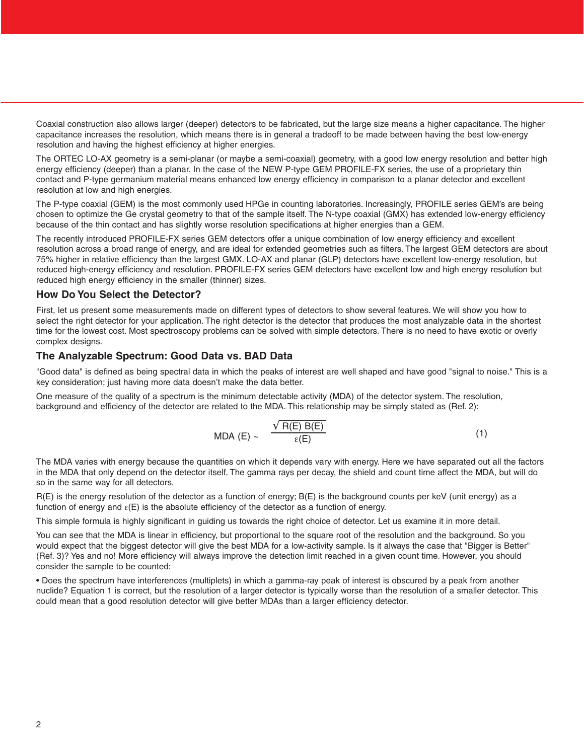Coaxial construction also allows larger (deeper) detectors to be fabricated, but the large size means a higher capacitance. The higher capacitance increases the resolution, which means there is in general a tradeoff to be made between having the best low-energy resolution and having the highest efficiency at higher energies.

The ORTEC LO-AX geometry is a semi-planar (or maybe a semi-coaxial) geometry, with a good low energy resolution and better high energy efficiency (deeper) than a planar. In the case of the NEW P-type GEM PROFILE-FX series, the use of a proprietary thin contact and P-type germanium material means enhanced low energy efficiency in comparison to a planar detector and excellent resolution at low and high energies.

The P-type coaxial (GEM) is the most commonly used HPGe in counting laboratories. Increasingly, PROFILE series GEM's are being chosen to optimize the Ge crystal geometry to that of the sample itself. The N-type coaxial (GMX) has extended low-energy efficiency because of the thin contact and has slightly worse resolution specifications at higher energies than a GEM.

The recently introduced PROFILE-FX series GEM detectors offer a unique combination of low energy efficiency and excellent resolution across a broad range of energy, and are ideal for extended geometries such as filters. The largest GEM detectors are about 75% higher in relative efficiency than the largest GMX. LO-AX and planar (GLP) detectors have excellent low-energy resolution, but reduced high-energy efficiency and resolution. PROFILE-FX series GEM detectors have excellent low and high energy resolution but reduced high energy efficiency in the smaller (thinner) sizes.

### How Do You Select the Detector?

First, let us present some measurements made on different types of detectors to show several features. We will show you how to select the right detector for your application. The right detector is the detector that produces the most analyzable data in the shortest time for the lowest cost. Most spectroscopy problems can be solved with simple detectors. There is no need to have exotic or overly complex designs.

### The Analyzable Spectrum: Good Data vs. BAD Data

"Good data" is defined as being spectral data in which the peaks of interest are well shaped and have good "signal to noise." This is a key consideration; just having more data doesn't make the data better.

One measure of the quality of a spectrum is the minimum detectable activity (MDA) of the detector system. The resolution, background and efficiency of the detector are related to the MDA. This relationship may be simply stated as (Ref. 2):

$$\text{MDA}(E) \sim \frac{\sqrt{R(E)\,B(E)}}{\varepsilon(E)} \qquad (1)$$

The MDA varies with energy because the quantities on which it depends vary with energy. Here we have separated out all the factors in the MDA that only depend on the detector itself. The gamma rays per decay, the shield and count time affect the MDA, but will do so in the same way for all detectors.

$R(E)$ is the energy resolution of the detector as a function of energy; $B(E)$ is the background counts per keV (unit energy) as a function of energy and $\varepsilon(E)$ is the absolute efficiency of the detector as a function of energy.

This simple formula is highly significant in guiding us towards the right choice of detector. Let us examine it in more detail.

You can see that the MDA is linear in efficiency, but proportional to the square root of the resolution and the background. So you would expect that the biggest detector will give the best MDA for a low-activity sample. Is it always the case that "Bigger is Better" (Ref. 3)? Yes and no! More efficiency will always improve the detection limit reached in a given count time. However, you should consider the sample to be counted:

- Does the spectrum have interferences (multiplets) in which a gamma-ray peak of interest is obscured by a peak from another nuclide? Equation 1 is correct, but the resolution of a larger detector is typically worse than the resolution of a smaller detector. This could mean that a good resolution detector will give better MDAs than a larger efficiency detector.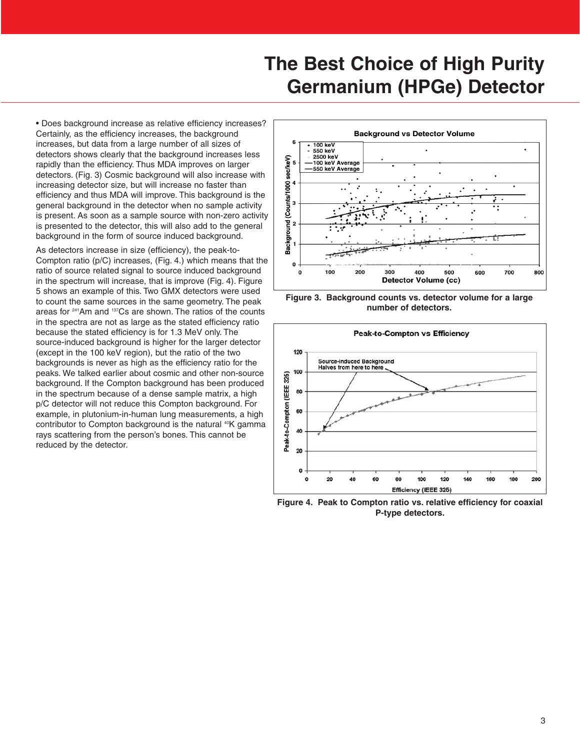# The Best Choice of High Purity Germanium (HPGe) Detector

• Does background increase as relative efficiency increases? Certainly, as the efficiency increases, the background increases, but data from a large number of all sizes of detectors shows clearly that the background increases less rapidly than the efficiency. Thus MDA improves on larger detectors. (Fig. 3) Cosmic background will also increase with increasing detector size, but will increase no faster than efficiency and thus MDA will improve. This background is the general background in the detector when no sample activity is present. As soon as a sample source with non-zero activity is presented to the detector, this will also add to the general background in the form of source induced background.

As detectors increase in size (efficiency), the peak-to-Compton ratio (p/C) increases, (Fig. 4.) which means that the ratio of source related signal to source induced background in the spectrum will increase, that is improve (Fig. 4). Figure 5 shows an example of this. Two GMX detectors were used to count the same sources in the same geometry. The peak areas for $^{241}$Am and $^{137}$Cs are shown. The ratios of the counts in the spectra are not as large as the stated efficiency ratio because the stated efficiency is for 1.3 MeV only. The source-induced background is higher for the larger detector (except in the 100 keV region), but the ratio of the two backgrounds is never as high as the efficiency ratio for the peaks. We talked earlier about cosmic and other non-source background. If the Compton background has been produced in the spectrum because of a dense sample matrix, a high p/C detector will not reduce this Compton background. For example, in plutonium-in-human lung measurements, a high contributor to Compton background is the natural $^{40}$K gamma rays scattering from the person's bones. This cannot be reduced by the detector.

**Figure 3. Background counts vs. detector volume for a large number of detectors.**

**Figure 4. Peak to Compton ratio vs. relative efficiency for coaxial P-type detectors.**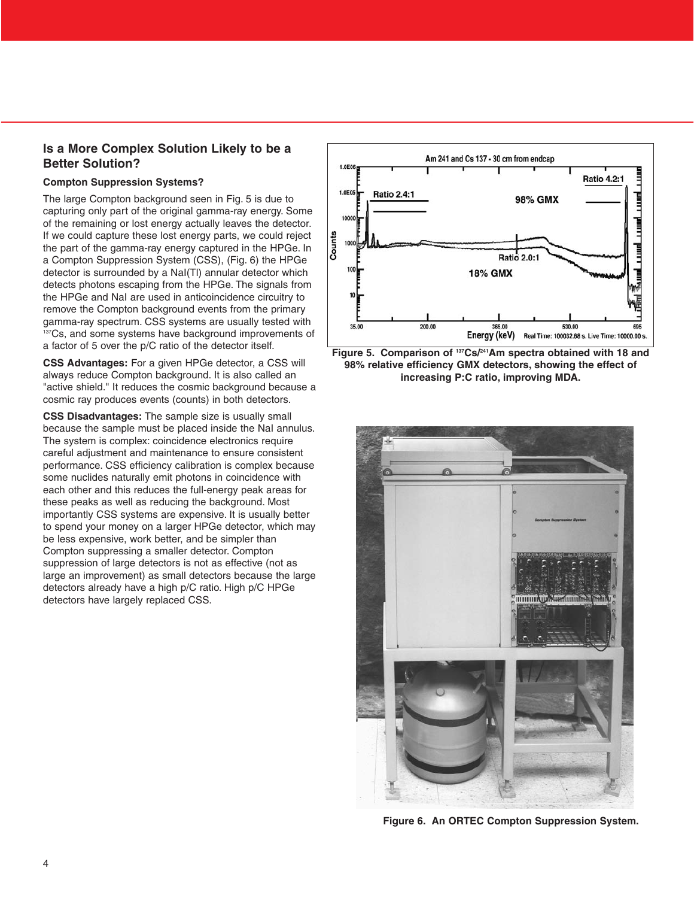## Is a More Complex Solution Likely to be a Better Solution?

### Compton Suppression Systems?

The large Compton background seen in Fig. 5 is due to capturing only part of the original gamma-ray energy. Some of the remaining or lost energy actually leaves the detector. If we could capture these lost energy parts, we could reject the part of the gamma-ray energy captured in the HPGe. In a Compton Suppression System (CSS), (Fig. 6) the HPGe detector is surrounded by a NaI(Tl) annular detector which detects photons escaping from the HPGe. The signals from the HPGe and NaI are used in anticoincidence circuitry to remove the Compton background events from the primary gamma-ray spectrum. CSS systems are usually tested with $^{137}$Cs, and some systems have background improvements of a factor of 5 over the p/C ratio of the detector itself.

**CSS Advantages:** For a given HPGe detector, a CSS will always reduce Compton background. It is also called an "active shield." It reduces the cosmic background because a cosmic ray produces events (counts) in both detectors.

**CSS Disadvantages:** The sample size is usually small because the sample must be placed inside the NaI annulus. The system is complex: coincidence electronics require careful adjustment and maintenance to ensure consistent performance. CSS efficiency calibration is complex because some nuclides naturally emit photons in coincidence with each other and this reduces the full-energy peak areas for these peaks as well as reducing the background. Most importantly CSS systems are expensive. It is usually better to spend your money on a larger HPGe detector, which may be less expensive, work better, and be simpler than Compton suppressing a smaller detector. Compton suppression of large detectors is not as effective (not as large an improvement) as small detectors because the large detectors already have a high p/C ratio. High p/C HPGe detectors have largely replaced CSS.

**Figure 5. Comparison of $^{137}$Cs/$^{241}$Am spectra obtained with 18 and 98% relative efficiency GMX detectors, showing the effect of increasing P:C ratio, improving MDA.**

**Figure 6. An ORTEC Compton Suppression System.**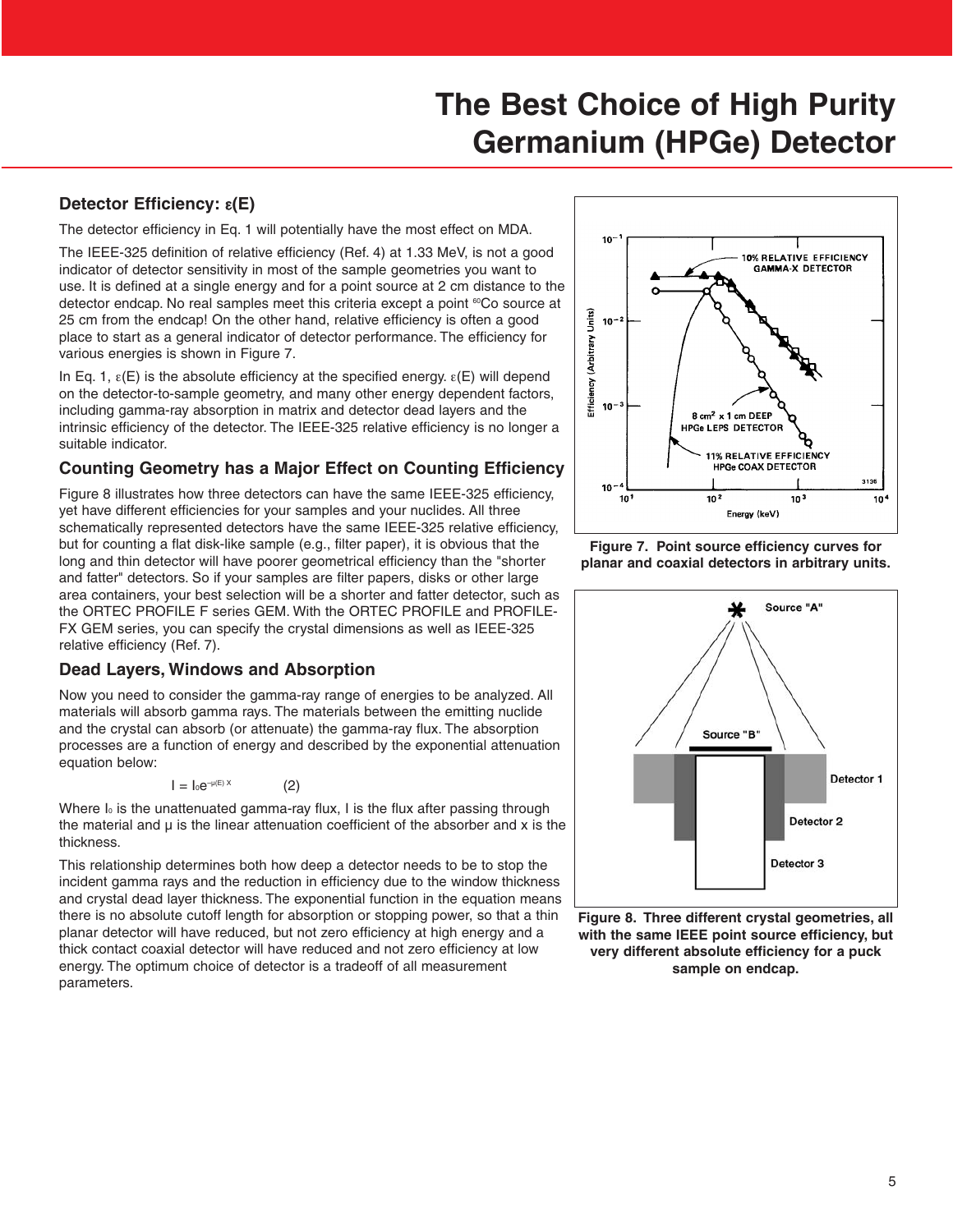# The Best Choice of High Purity Germanium (HPGe) Detector

## Detector Efficiency: ε(E)

The detector efficiency in Eq. 1 will potentially have the most effect on MDA.

The IEEE-325 definition of relative efficiency (Ref. 4) at 1.33 MeV, is not a good indicator of detector sensitivity in most of the sample geometries you want to use. It is defined at a single energy and for a point source at 2 cm distance to the detector endcap. No real samples meet this criteria except a point $^{60}Co$ source at 25 cm from the endcap! On the other hand, relative efficiency is often a good place to start as a general indicator of detector performance. The efficiency for various energies is shown in Figure 7.

In Eq. 1, ε(E) is the absolute efficiency at the specified energy. ε(E) will depend on the detector-to-sample geometry, and many other energy dependent factors, including gamma-ray absorption in matrix and detector dead layers and the intrinsic efficiency of the detector. The IEEE-325 relative efficiency is no longer a suitable indicator.

## Counting Geometry has a Major Effect on Counting Efficiency

Figure 8 illustrates how three detectors can have the same IEEE-325 efficiency, yet have different efficiencies for your samples and your nuclides. All three schematically represented detectors have the same IEEE-325 relative efficiency, but for counting a flat disk-like sample (e.g., filter paper), it is obvious that the long and thin detector will have poorer geometrical efficiency than the "shorter and fatter" detectors. So if your samples are filter papers, disks or other large area containers, your best selection will be a shorter and fatter detector, such as the ORTEC PROFILE F series GEM. With the ORTEC PROFILE and PROFILE-FX GEM series, you can specify the crystal dimensions as well as IEEE-325 relative efficiency (Ref. 7).

## Dead Layers, Windows and Absorption

Now you need to consider the gamma-ray range of energies to be analyzed. All materials will absorb gamma rays. The materials between the emitting nuclide and the crystal can absorb (or attenuate) the gamma-ray flux. The absorption processes are a function of energy and described by the exponential attenuation equation below:

$$I = I_0 e^{-\mu(E)\,x} \qquad (2)$$

Where $I_0$ is the unattenuated gamma-ray flux, I is the flux after passing through the material and μ is the linear attenuation coefficient of the absorber and x is the thickness.

This relationship determines both how deep a detector needs to be to stop the incident gamma rays and the reduction in efficiency due to the window thickness and crystal dead layer thickness. The exponential function in the equation means there is no absolute cutoff length for absorption or stopping power, so that a thin planar detector will have reduced, but not zero efficiency at high energy and a thick contact coaxial detector will have reduced and not zero efficiency at low energy. The optimum choice of detector is a tradeoff of all measurement parameters.

**Figure 7. Point source efficiency curves for planar and coaxial detectors in arbitrary units.**

**Figure 8. Three different crystal geometries, all with the same IEEE point source efficiency, but very different absolute efficiency for a puck sample on endcap.**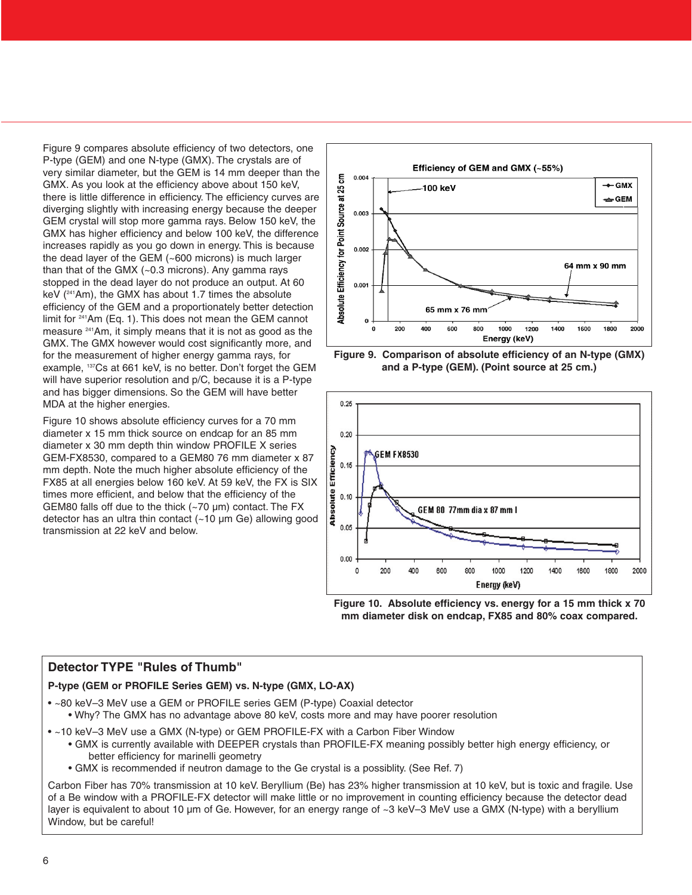Figure 9 compares absolute efficiency of two detectors, one P-type (GEM) and one N-type (GMX). The crystals are of very similar diameter, but the GEM is 14 mm deeper than the GMX. As you look at the efficiency above about 150 keV, there is little difference in efficiency. The efficiency curves are diverging slightly with increasing energy because the deeper GEM crystal will stop more gamma rays. Below 150 keV, the GMX has higher efficiency and below 100 keV, the difference increases rapidly as you go down in energy. This is because the dead layer of the GEM (~600 microns) is much larger than that of the GMX (~0.3 microns). Any gamma rays stopped in the dead layer do not produce an output. At 60 keV ($^{241}$Am), the GMX has about 1.7 times the absolute efficiency of the GEM and a proportionately better detection limit for $^{241}$Am (Eq. 1). This does not mean the GEM cannot measure $^{241}$Am, it simply means that it is not as good as the GMX. The GMX however would cost significantly more, and for the measurement of higher energy gamma rays, for example, $^{137}$Cs at 661 keV, is no better. Don't forget the GEM will have superior resolution and p/C, because it is a P-type and has bigger dimensions. So the GEM will have better MDA at the higher energies.

Figure 10 shows absolute efficiency curves for a 70 mm diameter x 15 mm thick source on endcap for an 85 mm diameter x 30 mm depth thin window PROFILE X series GEM-FX8530, compared to a GEM80 76 mm diameter x 87 mm depth. Note the much higher absolute efficiency of the FX85 at all energies below 160 keV. At 59 keV, the FX is SIX times more efficient, and below that the efficiency of the GEM80 falls off due to the thick (~70 µm) contact. The FX detector has an ultra thin contact (~10 µm Ge) allowing good transmission at 22 keV and below.

**Figure 9. Comparison of absolute efficiency of an N-type (GMX) and a P-type (GEM). (Point source at 25 cm.)**

**Figure 10. Absolute efficiency vs. energy for a 15 mm thick x 70 mm diameter disk on endcap, FX85 and 80% coax compared.**

## Detector TYPE "Rules of Thumb"

**P-type (GEM or PROFILE Series GEM) vs. N-type (GMX, LO-AX)**

- ~80 keV–3 MeV use a GEM or PROFILE series GEM (P-type) Coaxial detector
  - Why? The GMX has no advantage above 80 keV, costs more and may have poorer resolution
- ~10 keV–3 MeV use a GMX (N-type) or GEM PROFILE-FX with a Carbon Fiber Window
  - GMX is currently available with DEEPER crystals than PROFILE-FX meaning possibly better high energy efficiency, or better efficiency for marinelli geometry
  - GMX is recommended if neutron damage to the Ge crystal is a possiblity. (See Ref. 7)

Carbon Fiber has 70% transmission at 10 keV. Beryllium (Be) has 23% higher transmission at 10 keV, but is toxic and fragile. Use of a Be window with a PROFILE-FX detector will make little or no improvement in counting efficiency because the detector dead layer is equivalent to about 10 µm of Ge. However, for an energy range of ~3 keV–3 MeV use a GMX (N-type) with a beryllium Window, but be careful!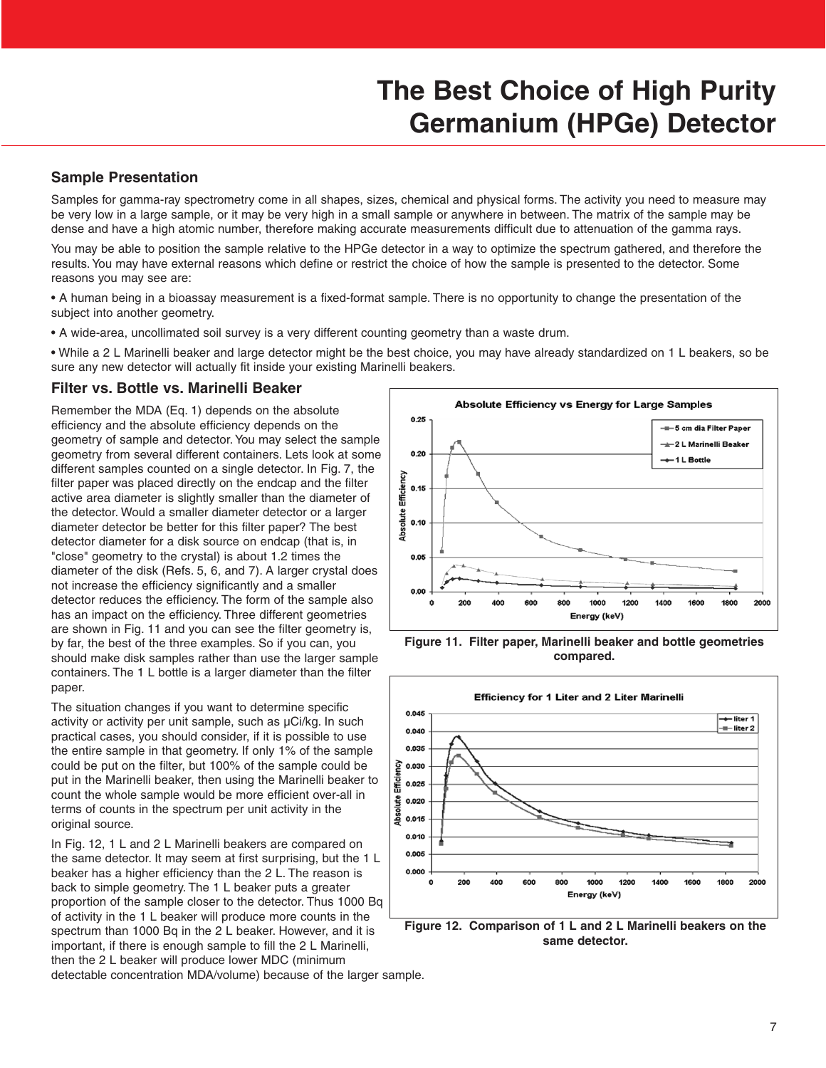# The Best Choice of High Purity Germanium (HPGe) Detector

### Sample Presentation

Samples for gamma-ray spectrometry come in all shapes, sizes, chemical and physical forms. The activity you need to measure may be very low in a large sample, or it may be very high in a small sample or anywhere in between. The matrix of the sample may be dense and have a high atomic number, therefore making accurate measurements difficult due to attenuation of the gamma rays.

You may be able to position the sample relative to the HPGe detector in a way to optimize the spectrum gathered, and therefore the results. You may have external reasons which define or restrict the choice of how the sample is presented to the detector. Some reasons you may see are:

- A human being in a bioassay measurement is a fixed-format sample. There is no opportunity to change the presentation of the subject into another geometry.
- A wide-area, uncollimated soil survey is a very different counting geometry than a waste drum.
- While a 2 L Marinelli beaker and large detector might be the best choice, you may have already standardized on 1 L beakers, so be sure any new detector will actually fit inside your existing Marinelli beakers.

### Filter vs. Bottle vs. Marinelli Beaker

Remember the MDA (Eq. 1) depends on the absolute efficiency and the absolute efficiency depends on the geometry of sample and detector. You may select the sample geometry from several different containers. Lets look at some different samples counted on a single detector. In Fig. 7, the filter paper was placed directly on the endcap and the filter active area diameter is slightly smaller than the diameter of the detector. Would a smaller diameter detector or a larger diameter detector be better for this filter paper? The best detector diameter for a disk source on endcap (that is, in "close" geometry to the crystal) is about 1.2 times the diameter of the disk (Refs. 5, 6, and 7). A larger crystal does not increase the efficiency significantly and a smaller detector reduces the efficiency. The form of the sample also has an impact on the efficiency. Three different geometries are shown in Fig. 11 and you can see the filter geometry is, by far, the best of the three examples. So if you can, you should make disk samples rather than use the larger sample containers. The 1 L bottle is a larger diameter than the filter paper.

**Figure 11. Filter paper, Marinelli beaker and bottle geometries compared.**

The situation changes if you want to determine specific activity or activity per unit sample, such as µCi/kg. In such practical cases, you should consider, if it is possible to use the entire sample in that geometry. If only 1% of the sample could be put on the filter, but 100% of the sample could be put in the Marinelli beaker, then using the Marinelli beaker to count the whole sample would be more efficient over-all in terms of counts in the spectrum per unit activity in the original source.

**Figure 12. Comparison of 1 L and 2 L Marinelli beakers on the same detector.**

In Fig. 12, 1 L and 2 L Marinelli beakers are compared on the same detector. It may seem at first surprising, but the 1 L beaker has a higher efficiency than the 2 L. The reason is back to simple geometry. The 1 L beaker puts a greater proportion of the sample closer to the detector. Thus 1000 Bq of activity in the 1 L beaker will produce more counts in the spectrum than 1000 Bq in the 2 L beaker. However, and it is important, if there is enough sample to fill the 2 L Marinelli, then the 2 L beaker will produce lower MDC (minimum detectable concentration MDA/volume) because of the larger sample.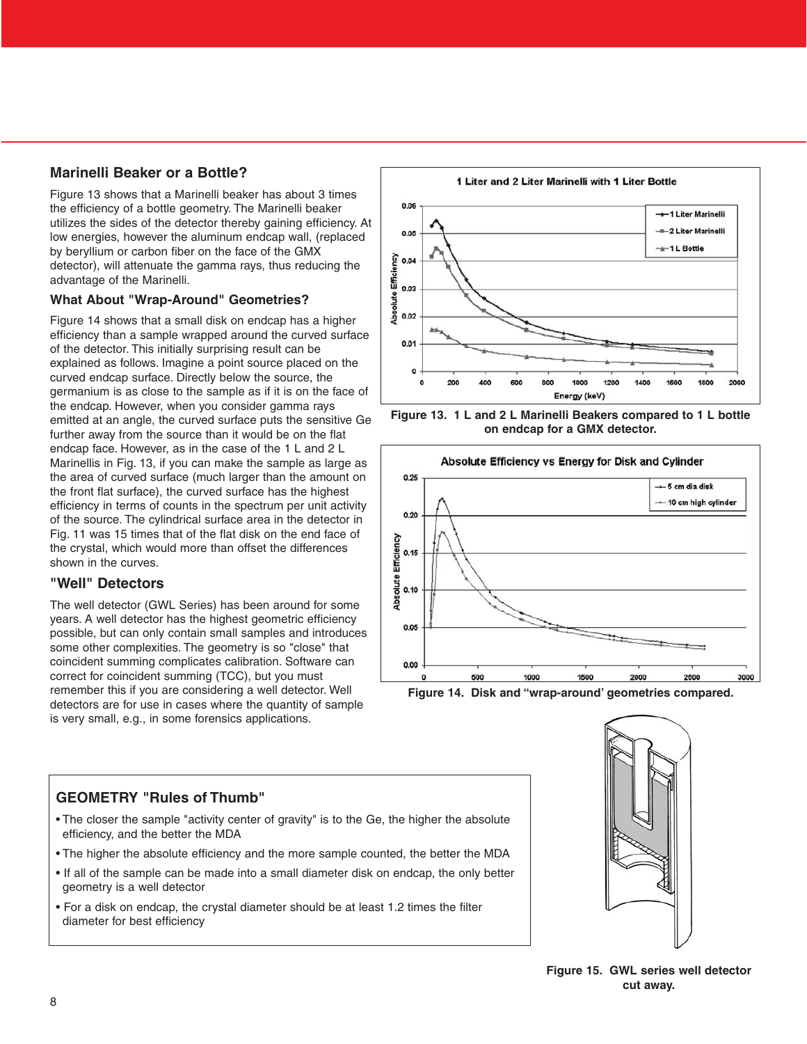## Marinelli Beaker or a Bottle?

Figure 13 shows that a Marinelli beaker has about 3 times the efficiency of a bottle geometry. The Marinelli beaker utilizes the sides of the detector thereby gaining efficiency. At low energies, however the aluminum endcap wall, (replaced by beryllium or carbon fiber on the face of the GMX detector), will attenuate the gamma rays, thus reducing the advantage of the Marinelli.

### What About "Wrap-Around" Geometries?

Figure 14 shows that a small disk on endcap has a higher efficiency than a sample wrapped around the curved surface of the detector. This initially surprising result can be explained as follows. Imagine a point source placed on the curved endcap surface. Directly below the source, the germanium is as close to the sample as if it is on the face of the endcap. However, when you consider gamma rays emitted at an angle, the curved surface puts the sensitive Ge further away from the source than it would be on the flat endcap face. However, as in the case of the 1 L and 2 L Marinellis in Fig. 13, if you can make the sample as large as the area of curved surface (much larger than the amount on the front flat surface), the curved surface has the highest efficiency in terms of counts in the spectrum per unit activity of the source. The cylindrical surface area in the detector in Fig. 11 was 15 times that of the flat disk on the end face of the crystal, which would more than offset the differences shown in the curves.

## "Well" Detectors

The well detector (GWL Series) has been around for some years. A well detector has the highest geometric efficiency possible, but can only contain small samples and introduces some other complexities. The geometry is so "close" that coincident summing complicates calibration. Software can correct for coincident summing (TCC), but you must remember this if you are considering a well detector. Well detectors are for use in cases where the quantity of sample is very small, e.g., in some forensics applications.

Figure 13. 1 L and 2 L Marinelli Beakers compared to 1 L bottle on endcap for a GMX detector.

Figure 14. Disk and "wrap-around' geometries compared.

## GEOMETRY "Rules of Thumb"

- The closer the sample "activity center of gravity" is to the Ge, the higher the absolute efficiency, and the better the MDA
- The higher the absolute efficiency and the more sample counted, the better the MDA
- If all of the sample can be made into a small diameter disk on endcap, the only better geometry is a well detector
- For a disk on endcap, the crystal diameter should be at least 1.2 times the filter diameter for best efficiency

Figure 15. GWL series well detector cut away.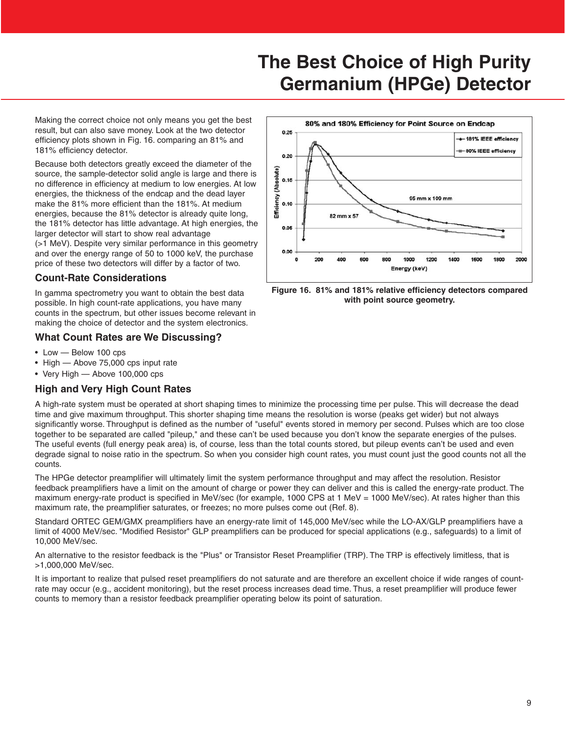# The Best Choice of High Purity Germanium (HPGe) Detector

Making the correct choice not only means you get the best result, but can also save money. Look at the two detector efficiency plots shown in Fig. 16. comparing an 81% and 181% efficiency detector.

Because both detectors greatly exceed the diameter of the source, the sample-detector solid angle is large and there is no difference in efficiency at medium to low energies. At low energies, the thickness of the endcap and the dead layer make the 81% more efficient than the 181%. At medium energies, because the 81% detector is already quite long, the 181% detector has little advantage. At high energies, the larger detector will start to show real advantage (>1 MeV). Despite very similar performance in this geometry and over the energy range of 50 to 1000 keV, the purchase price of these two detectors will differ by a factor of two.

**Figure 16. 81% and 181% relative efficiency detectors compared with point source geometry.**

### Count-Rate Considerations

In gamma spectrometry you want to obtain the best data possible. In high count-rate applications, you have many counts in the spectrum, but other issues become relevant in making the choice of detector and the system electronics.

### What Count Rates are We Discussing?

- Low — Below 100 cps
- High — Above 75,000 cps input rate
- Very High — Above 100,000 cps

### High and Very High Count Rates

A high-rate system must be operated at short shaping times to minimize the processing time per pulse. This will decrease the dead time and give maximum throughput. This shorter shaping time means the resolution is worse (peaks get wider) but not always significantly worse. Throughput is defined as the number of "useful" events stored in memory per second. Pulses which are too close together to be separated are called "pileup," and these can't be used because you don't know the separate energies of the pulses. The useful events (full energy peak area) is, of course, less than the total counts stored, but pileup events can't be used and even degrade signal to noise ratio in the spectrum. So when you consider high count rates, you must count just the good counts not all the counts.

The HPGe detector preamplifier will ultimately limit the system performance throughput and may affect the resolution. Resistor feedback preamplifiers have a limit on the amount of charge or power they can deliver and this is called the energy-rate product. The maximum energy-rate product is specified in MeV/sec (for example, 1000 CPS at 1 MeV = 1000 MeV/sec). At rates higher than this maximum rate, the preamplifier saturates, or freezes; no more pulses come out (Ref. 8).

Standard ORTEC GEM/GMX preamplifiers have an energy-rate limit of 145,000 MeV/sec while the LO-AX/GLP preamplifiers have a limit of 4000 MeV/sec. "Modified Resistor" GLP preamplifiers can be produced for special applications (e.g., safeguards) to a limit of 10,000 MeV/sec.

An alternative to the resistor feedback is the "Plus" or Transistor Reset Preamplifier (TRP). The TRP is effectively limitless, that is >1,000,000 MeV/sec.

It is important to realize that pulsed reset preamplifiers do not saturate and are therefore an excellent choice if wide ranges of count-rate may occur (e.g., accident monitoring), but the reset process increases dead time. Thus, a reset preamplifier will produce fewer counts to memory than a resistor feedback preamplifier operating below its point of saturation.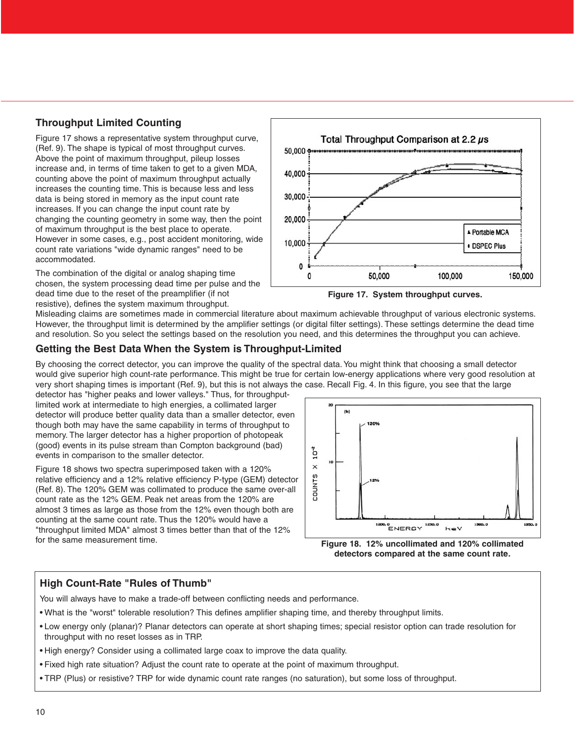## Throughput Limited Counting

Figure 17 shows a representative system throughput curve, (Ref. 9). The shape is typical of most throughput curves. Above the point of maximum throughput, pileup losses increase and, in terms of time taken to get to a given MDA, counting above the point of maximum throughput actually increases the counting time. This is because less and less data is being stored in memory as the input count rate increases. If you can change the input count rate by changing the counting geometry in some way, then the point of maximum throughput is the best place to operate. However in some cases, e.g., post accident monitoring, wide count rate variations "wide dynamic ranges" need to be accommodated.

The combination of the digital or analog shaping time chosen, the system processing dead time per pulse and the dead time due to the reset of the preamplifier (if not resistive), defines the system maximum throughput. Misleading claims are sometimes made in commercial literature about maximum achievable throughput of various electronic systems. However, the throughput limit is determined by the amplifier settings (or digital filter settings). These settings determine the dead time and resolution. So you select the settings based on the resolution you need, and this determines the throughput you can achieve.

**Figure 17. System throughput curves.**

## Getting the Best Data When the System is Throughput-Limited

By choosing the correct detector, you can improve the quality of the spectral data. You might think that choosing a small detector would give superior high count-rate performance. This might be true for certain low-energy applications where very good resolution at very short shaping times is important (Ref. 9), but this is not always the case. Recall Fig. 4. In this figure, you see that the large detector has "higher peaks and lower valleys." Thus, for throughput-limited work at intermediate to high energies, a collimated larger detector will produce better quality data than a smaller detector, even though both may have the same capability in terms of throughput to memory. The larger detector has a higher proportion of photopeak (good) events in its pulse stream than Compton background (bad) events in comparison to the smaller detector.

Figure 18 shows two spectra superimposed taken with a 120% relative efficiency and a 12% relative efficiency P-type (GEM) detector (Ref. 8). The 120% GEM was collimated to produce the same over-all count rate as the 12% GEM. Peak net areas from the 120% are almost 3 times as large as those from the 12% even though both are counting at the same count rate. Thus the 120% would have a "throughput limited MDA" almost 3 times better than that of the 12% for the same measurement time.

**Figure 18. 12% uncollimated and 120% collimated detectors compared at the same count rate.**

### High Count-Rate "Rules of Thumb"

You will always have to make a trade-off between conflicting needs and performance.

- What is the "worst" tolerable resolution? This defines amplifier shaping time, and thereby throughput limits.
- Low energy only (planar)? Planar detectors can operate at short shaping times; special resistor option can trade resolution for throughput with no reset losses as in TRP.
- High energy? Consider using a collimated large coax to improve the data quality.
- Fixed high rate situation? Adjust the count rate to operate at the point of maximum throughput.
- TRP (Plus) or resistive? TRP for wide dynamic count rate ranges (no saturation), but some loss of throughput.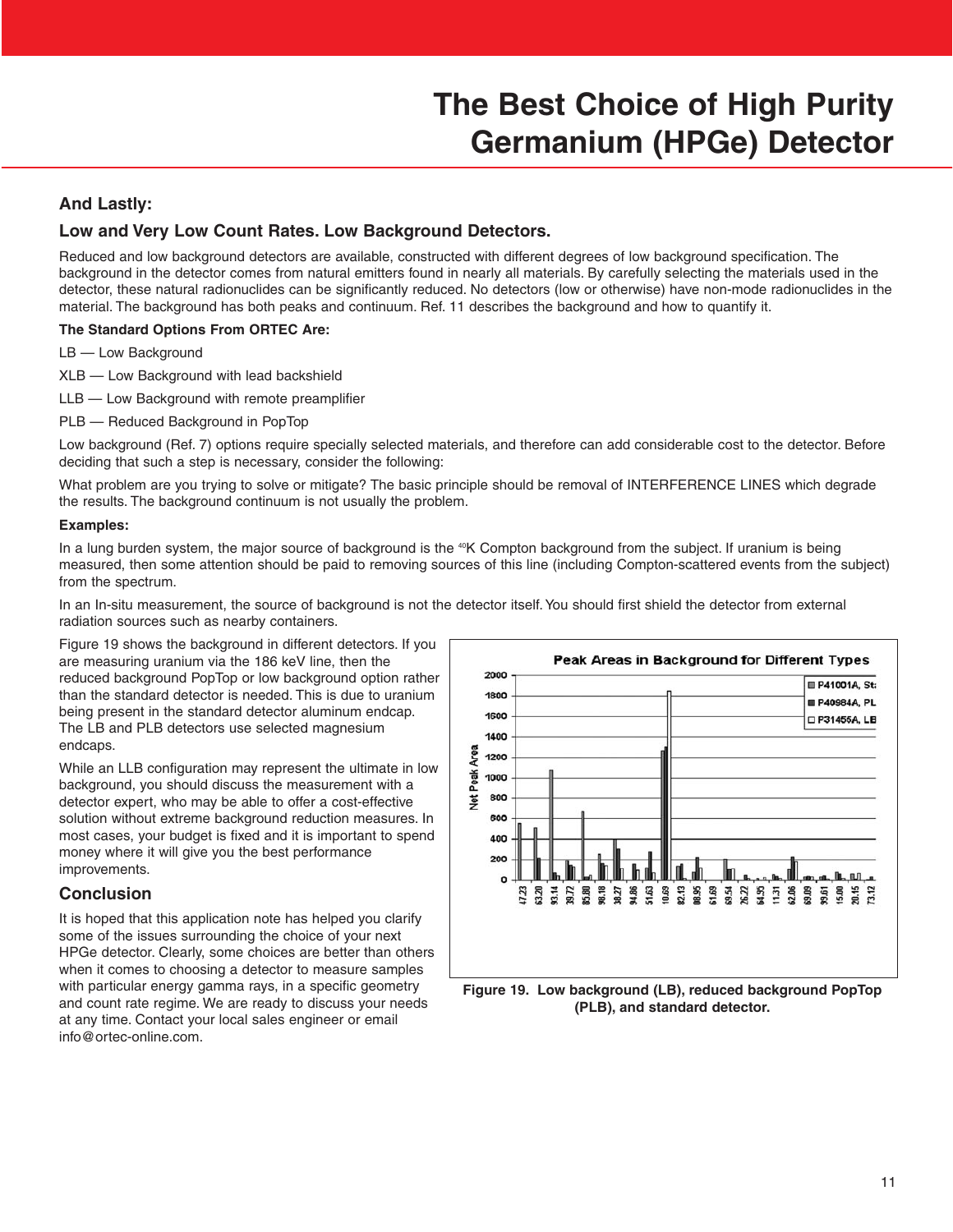# The Best Choice of High Purity Germanium (HPGe) Detector

### And Lastly:

### Low and Very Low Count Rates. Low Background Detectors.

Reduced and low background detectors are available, constructed with different degrees of low background specification. The background in the detector comes from natural emitters found in nearly all materials. By carefully selecting the materials used in the detector, these natural radionuclides can be significantly reduced. No detectors (low or otherwise) have non-mode radionuclides in the material. The background has both peaks and continuum. Ref. 11 describes the background and how to quantify it.

**The Standard Options From ORTEC Are:**

LB — Low Background

XLB — Low Background with lead backshield

LLB — Low Background with remote preamplifier

PLB — Reduced Background in PopTop

Low background (Ref. 7) options require specially selected materials, and therefore can add considerable cost to the detector. Before deciding that such a step is necessary, consider the following:

What problem are you trying to solve or mitigate? The basic principle should be removal of INTERFERENCE LINES which degrade the results. The background continuum is not usually the problem.

**Examples:**

In a lung burden system, the major source of background is the $^{40}K$ Compton background from the subject. If uranium is being measured, then some attention should be paid to removing sources of this line (including Compton-scattered events from the subject) from the spectrum.

In an In-situ measurement, the source of background is not the detector itself. You should first shield the detector from external radiation sources such as nearby containers.

Figure 19 shows the background in different detectors. If you are measuring uranium via the 186 keV line, then the reduced background PopTop or low background option rather than the standard detector is needed. This is due to uranium being present in the standard detector aluminum endcap. The LB and PLB detectors use selected magnesium endcaps.

While an LLB configuration may represent the ultimate in low background, you should discuss the measurement with a detector expert, who may be able to offer a cost-effective solution without extreme background reduction measures. In most cases, your budget is fixed and it is important to spend money where it will give you the best performance improvements.

## Conclusion

It is hoped that this application note has helped you clarify some of the issues surrounding the choice of your next HPGe detector. Clearly, some choices are better than others when it comes to choosing a detector to measure samples with particular energy gamma rays, in a specific geometry and count rate regime. We are ready to discuss your needs at any time. Contact your local sales engineer or email info@ortec-online.com.

**Figure 19. Low background (LB), reduced background PopTop (PLB), and standard detector.**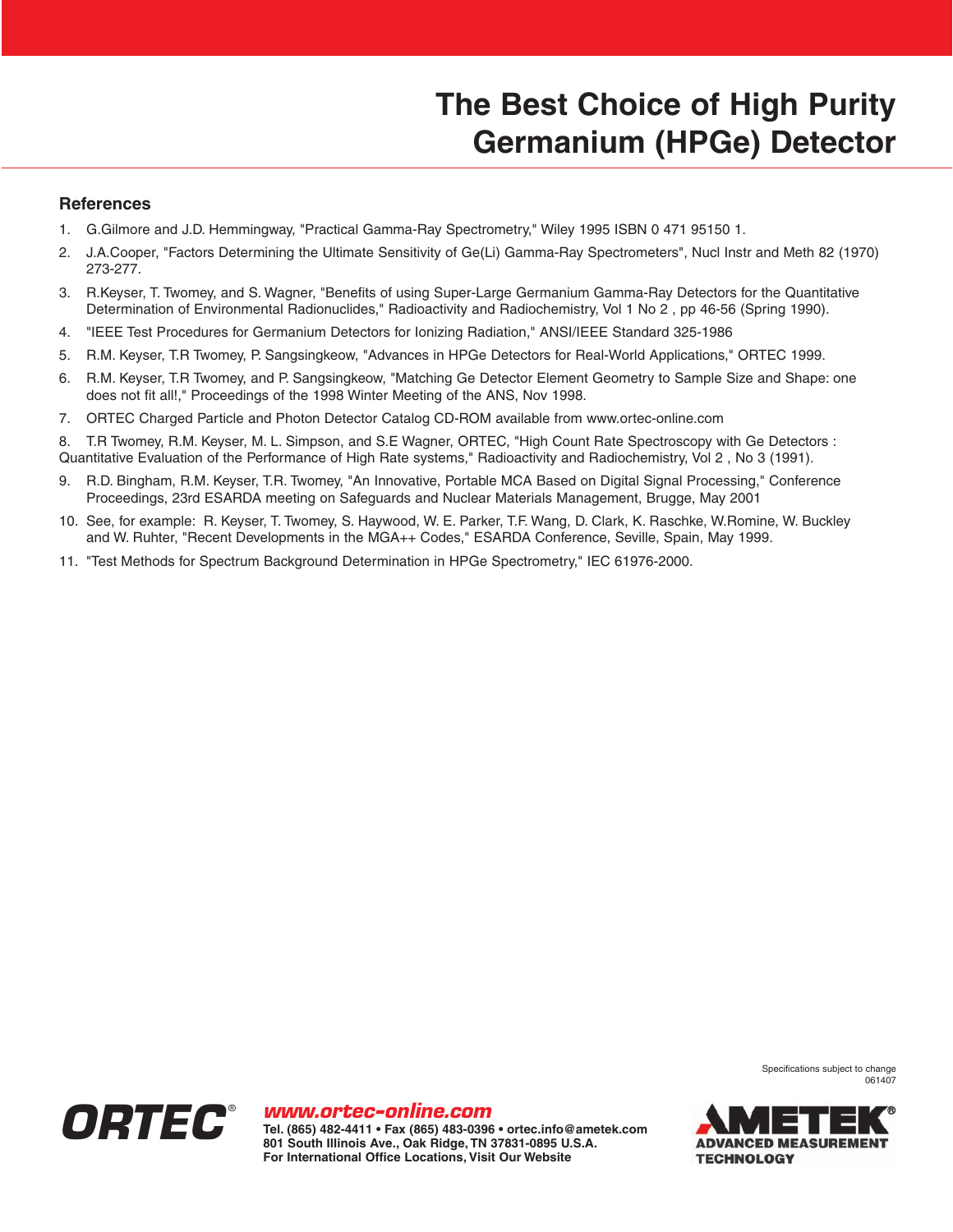# The Best Choice of High Purity Germanium (HPGe) Detector

## References

1. G.Gilmore and J.D. Hemmingway, "Practical Gamma-Ray Spectrometry," Wiley 1995 ISBN 0 471 95150 1.
2. J.A.Cooper, "Factors Determining the Ultimate Sensitivity of Ge(Li) Gamma-Ray Spectrometers", Nucl Instr and Meth 82 (1970) 273-277.
3. R.Keyser, T. Twomey, and S. Wagner, "Benefits of using Super-Large Germanium Gamma-Ray Detectors for the Quantitative Determination of Environmental Radionuclides," Radioactivity and Radiochemistry, Vol 1 No 2 , pp 46-56 (Spring 1990).
4. "IEEE Test Procedures for Germanium Detectors for Ionizing Radiation," ANSI/IEEE Standard 325-1986
5. R.M. Keyser, T.R Twomey, P. Sangsingkeow, "Advances in HPGe Detectors for Real-World Applications," ORTEC 1999.
6. R.M. Keyser, T.R Twomey, and P. Sangsingkeow, "Matching Ge Detector Element Geometry to Sample Size and Shape: one does not fit all!," Proceedings of the 1998 Winter Meeting of the ANS, Nov 1998.
7. ORTEC Charged Particle and Photon Detector Catalog CD-ROM available from www.ortec-online.com
8. T.R Twomey, R.M. Keyser, M. L. Simpson, and S.E Wagner, ORTEC, "High Count Rate Spectroscopy with Ge Detectors : Quantitative Evaluation of the Performance of High Rate systems," Radioactivity and Radiochemistry, Vol 2 , No 3 (1991).
9. R.D. Bingham, R.M. Keyser, T.R. Twomey, "An Innovative, Portable MCA Based on Digital Signal Processing," Conference Proceedings, 23rd ESARDA meeting on Safeguards and Nuclear Materials Management, Brugge, May 2001
10. See, for example: R. Keyser, T. Twomey, S. Haywood, W. E. Parker, T.F. Wang, D. Clark, K. Raschke, W.Romine, W. Buckley and W. Ruhter, "Recent Developments in the MGA++ Codes," ESARDA Conference, Seville, Spain, May 1999.
11. "Test Methods for Spectrum Background Determination in HPGe Spectrometry," IEC 61976-2000.

Specifications subject to change
061407

ORTEC®

www.ortec-online.com

Tel. (865) 482-4411 • Fax (865) 483-0396 • ortec.info@ametek.com
801 South Illinois Ave., Oak Ridge, TN 37831-0895 U.S.A.
For International Office Locations, Visit Our Website

AMETEK® ADVANCED MEASUREMENT TECHNOLOGY